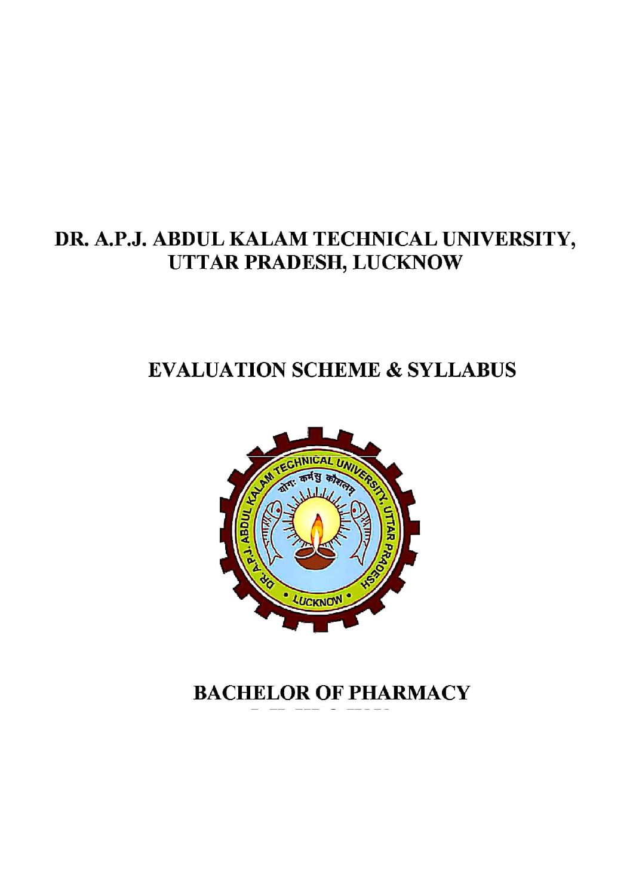# DR. A.P.J. ABDUL KALAM TECHNICAL UNIVERSITY, UTTAR PRADESH, LUCKNOW

## EVALUATION SCHEME & SYLLABUS

## BACHELOR OF PHARMACY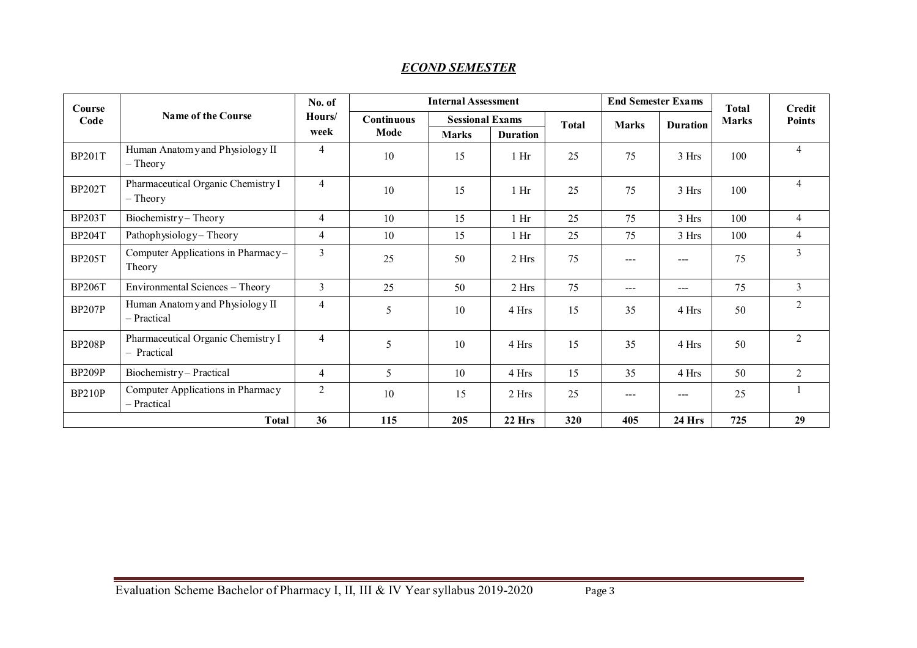## *ECOND SEMESTER*

| Course Code | Name of the Course | No. of Hours/ week | Internal Assessment | | | | End Semester Exams | | Total Marks | Credit Points |
|---|---|---|---|---|---|---|---|---|---|---|
| | | | Continuous Mode | Sessional Exams | | Total | Marks | Duration | | |
| | | | | Marks | Duration | | | | | |
| BP201T | Human Anatomy and Physiology II – Theory | 4 | 10 | 15 | 1 Hr | 25 | 75 | 3 Hrs | 100 | 4 |
| BP202T | Pharmaceutical Organic Chemistry I – Theory | 4 | 10 | 15 | 1 Hr | 25 | 75 | 3 Hrs | 100 | 4 |
| BP203T | Biochemistry – Theory | 4 | 10 | 15 | 1 Hr | 25 | 75 | 3 Hrs | 100 | 4 |
| BP204T | Pathophysiology – Theory | 4 | 10 | 15 | 1 Hr | 25 | 75 | 3 Hrs | 100 | 4 |
| BP205T | Computer Applications in Pharmacy – Theory | 3 | 25 | 50 | 2 Hrs | 75 | --- | --- | 75 | 3 |
| BP206T | Environmental Sciences – Theory | 3 | 25 | 50 | 2 Hrs | 75 | --- | --- | 75 | 3 |
| BP207P | Human Anatomy and Physiology II – Practical | 4 | 5 | 10 | 4 Hrs | 15 | 35 | 4 Hrs | 50 | 2 |
| BP208P | Pharmaceutical Organic Chemistry I – Practical | 4 | 5 | 10 | 4 Hrs | 15 | 35 | 4 Hrs | 50 | 2 |
| BP209P | Biochemistry – Practical | 4 | 5 | 10 | 4 Hrs | 15 | 35 | 4 Hrs | 50 | 2 |
| BP210P | Computer Applications in Pharmacy – Practical | 2 | 10 | 15 | 2 Hrs | 25 | --- | --- | 25 | 1 |
| | **Total** | **36** | **115** | **205** | **22 Hrs** | **320** | **405** | **24 Hrs** | **725** | **29** |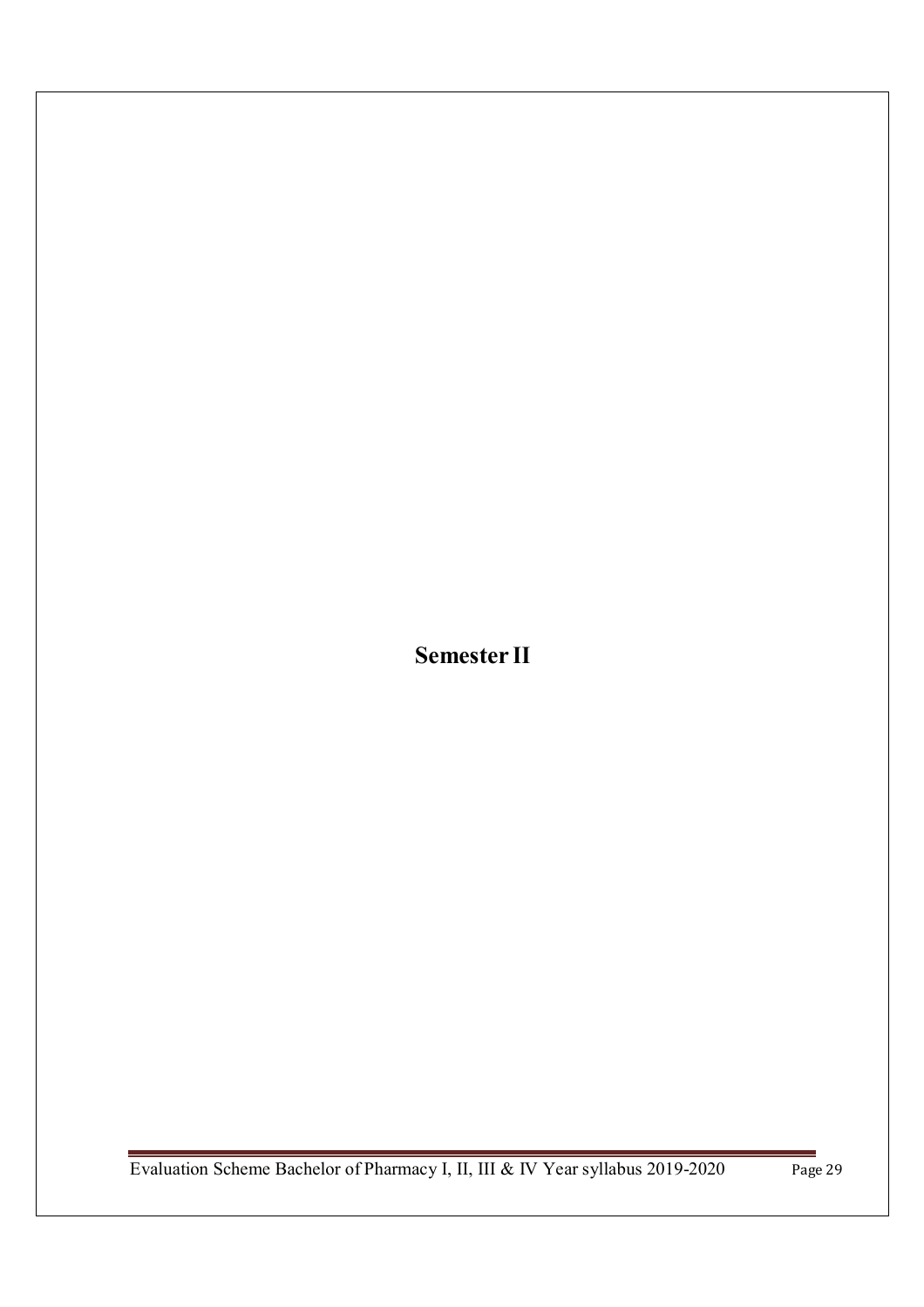# Semester II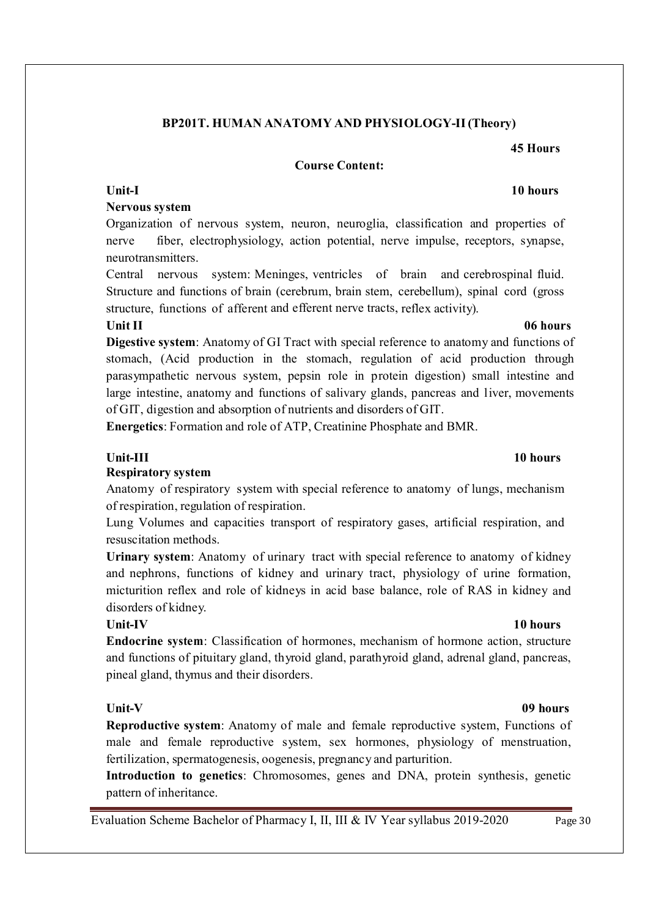## BP201T. HUMAN ANATOMY AND PHYSIOLOGY-II (Theory)

**45 Hours**

**Course Content:**

**Unit-I** **10 hours**

**Nervous system**

Organization of nervous system, neuron, neuroglia, classification and properties of nerve fiber, electrophysiology, action potential, nerve impulse, receptors, synapse, neurotransmitters.

Central nervous system: Meninges, ventricles of brain and cerebrospinal fluid. Structure and functions of brain (cerebrum, brain stem, cerebellum), spinal cord (gross structure, functions of afferent and efferent nerve tracts, reflex activity).

**Unit II** **06 hours**

**Digestive system**: Anatomy of GI Tract with special reference to anatomy and functions of stomach, (Acid production in the stomach, regulation of acid production through parasympathetic nervous system, pepsin role in protein digestion) small intestine and large intestine, anatomy and functions of salivary glands, pancreas and liver, movements of GIT, digestion and absorption of nutrients and disorders of GIT.

**Energetics**: Formation and role of ATP, Creatinine Phosphate and BMR.

**Unit-III** **10 hours**

**Respiratory system**

Anatomy of respiratory system with special reference to anatomy of lungs, mechanism of respiration, regulation of respiration.

Lung Volumes and capacities transport of respiratory gases, artificial respiration, and resuscitation methods.

**Urinary system**: Anatomy of urinary tract with special reference to anatomy of kidney and nephrons, functions of kidney and urinary tract, physiology of urine formation, micturition reflex and role of kidneys in acid base balance, role of RAS in kidney and disorders of kidney.

**Unit-IV** **10 hours**

**Endocrine system**: Classification of hormones, mechanism of hormone action, structure and functions of pituitary gland, thyroid gland, parathyroid gland, adrenal gland, pancreas, pineal gland, thymus and their disorders.

**Unit-V** **09 hours**

**Reproductive system**: Anatomy of male and female reproductive system, Functions of male and female reproductive system, sex hormones, physiology of menstruation, fertilization, spermatogenesis, oogenesis, pregnancy and parturition.

**Introduction to genetics**: Chromosomes, genes and DNA, protein synthesis, genetic pattern of inheritance.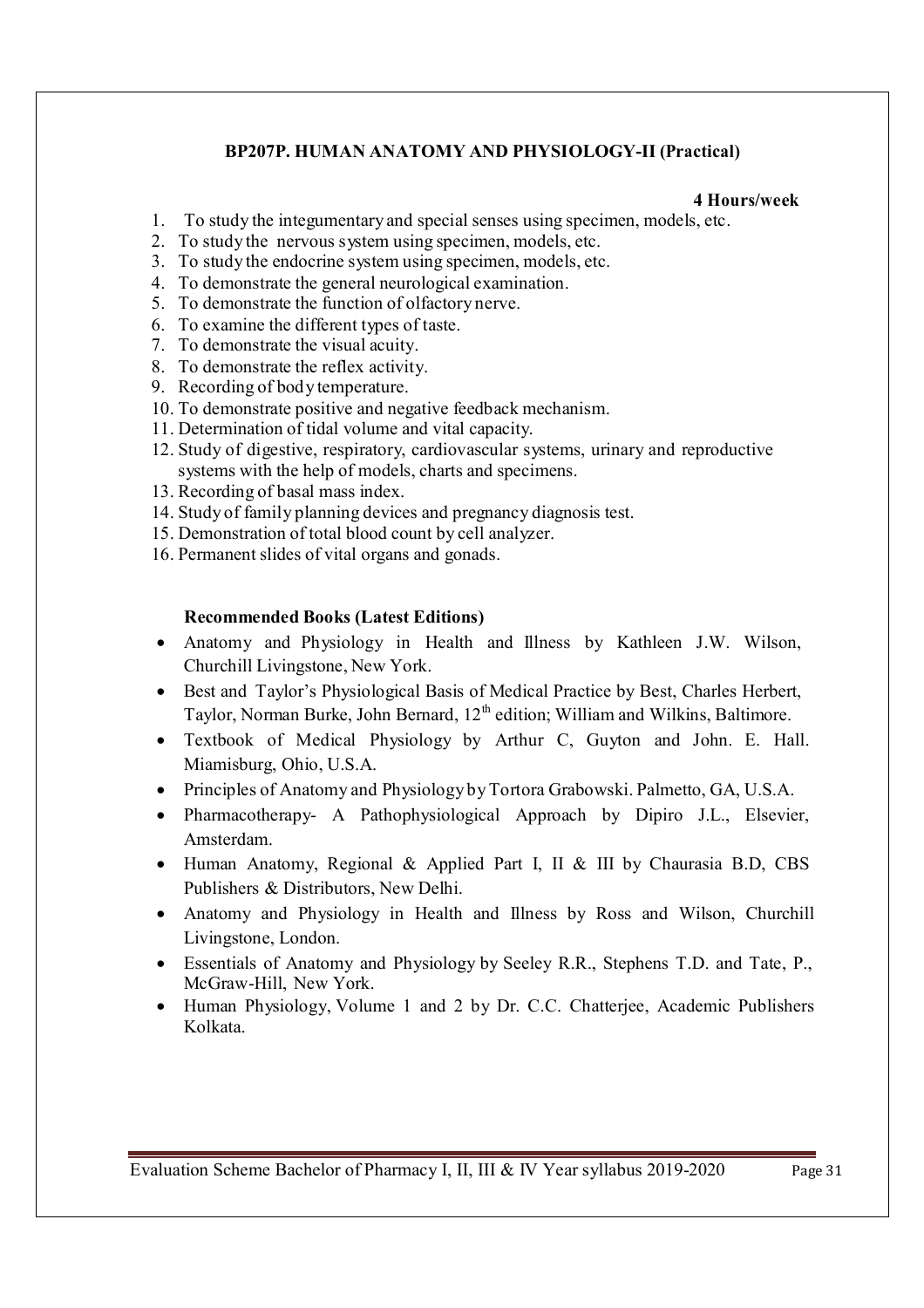## BP207P. HUMAN ANATOMY AND PHYSIOLOGY-II (Practical)

**4 Hours/week**

1. To study the integumentary and special senses using specimen, models, etc.
2. To study the nervous system using specimen, models, etc.
3. To study the endocrine system using specimen, models, etc.
4. To demonstrate the general neurological examination.
5. To demonstrate the function of olfactory nerve.
6. To examine the different types of taste.
7. To demonstrate the visual acuity.
8. To demonstrate the reflex activity.
9. Recording of body temperature.
10. To demonstrate positive and negative feedback mechanism.
11. Determination of tidal volume and vital capacity.
12. Study of digestive, respiratory, cardiovascular systems, urinary and reproductive systems with the help of models, charts and specimens.
13. Recording of basal mass index.
14. Study of family planning devices and pregnancy diagnosis test.
15. Demonstration of total blood count by cell analyzer.
16. Permanent slides of vital organs and gonads.

### Recommended Books (Latest Editions)

- Anatomy and Physiology in Health and Illness by Kathleen J.W. Wilson, Churchill Livingstone, New York.
- Best and Taylor's Physiological Basis of Medical Practice by Best, Charles Herbert, Taylor, Norman Burke, John Bernard, 12th edition; William and Wilkins, Baltimore.
- Textbook of Medical Physiology by Arthur C, Guyton and John. E. Hall. Miamisburg, Ohio, U.S.A.
- Principles of Anatomy and Physiology by Tortora Grabowski. Palmetto, GA, U.S.A.
- Pharmacotherapy- A Pathophysiological Approach by Dipiro J.L., Elsevier, Amsterdam.
- Human Anatomy, Regional & Applied Part I, II & III by Chaurasia B.D, CBS Publishers & Distributors, New Delhi.
- Anatomy and Physiology in Health and Illness by Ross and Wilson, Churchill Livingstone, London.
- Essentials of Anatomy and Physiology by Seeley R.R., Stephens T.D. and Tate, P., McGraw-Hill, New York.
- Human Physiology, Volume 1 and 2 by Dr. C.C. Chatterjee, Academic Publishers Kolkata.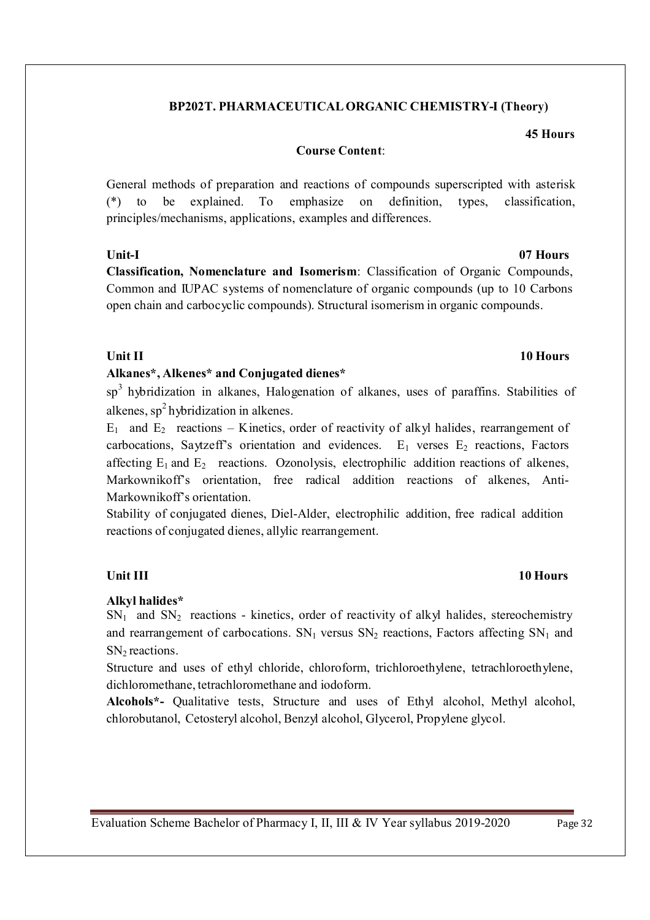**BP202T. PHARMACEUTICAL ORGANIC CHEMISTRY-I (Theory)**

**45 Hours**

**Course Content**:

General methods of preparation and reactions of compounds superscripted with asterisk (*) to be explained. To emphasize on definition, types, classification, principles/mechanisms, applications, examples and differences.

**Unit-I** **07 Hours**

**Classification, Nomenclature and Isomerism**: Classification of Organic Compounds, Common and IUPAC systems of nomenclature of organic compounds (up to 10 Carbons open chain and carbocyclic compounds). Structural isomerism in organic compounds.

**Unit II** **10 Hours**

**Alkanes*, Alkenes* and Conjugated dienes***

$sp^3$ hybridization in alkanes, Halogenation of alkanes, uses of paraffins. Stabilities of alkenes, $sp^2$ hybridization in alkenes.

$E_1$ and $E_2$ reactions – Kinetics, order of reactivity of alkyl halides, rearrangement of carbocations, Saytzeff's orientation and evidences. $E_1$ verses $E_2$ reactions, Factors affecting $E_1$ and $E_2$ reactions. Ozonolysis, electrophilic addition reactions of alkenes, Markownikoff's orientation, free radical addition reactions of alkenes, Anti-Markownikoff's orientation.

Stability of conjugated dienes, Diel-Alder, electrophilic addition, free radical addition reactions of conjugated dienes, allylic rearrangement.

**Unit III** **10 Hours**

**Alkyl halides***

$SN_1$ and $SN_2$ reactions - kinetics, order of reactivity of alkyl halides, stereochemistry and rearrangement of carbocations. $SN_1$ versus $SN_2$ reactions, Factors affecting $SN_1$ and $SN_2$ reactions.

Structure and uses of ethyl chloride, chloroform, trichloroethylene, tetrachloroethylene, dichloromethane, tetrachloromethane and iodoform.

**Alcohols*-** Qualitative tests, Structure and uses of Ethyl alcohol, Methyl alcohol, chlorobutanol, Cetosteryl alcohol, Benzyl alcohol, Glycerol, Propylene glycol.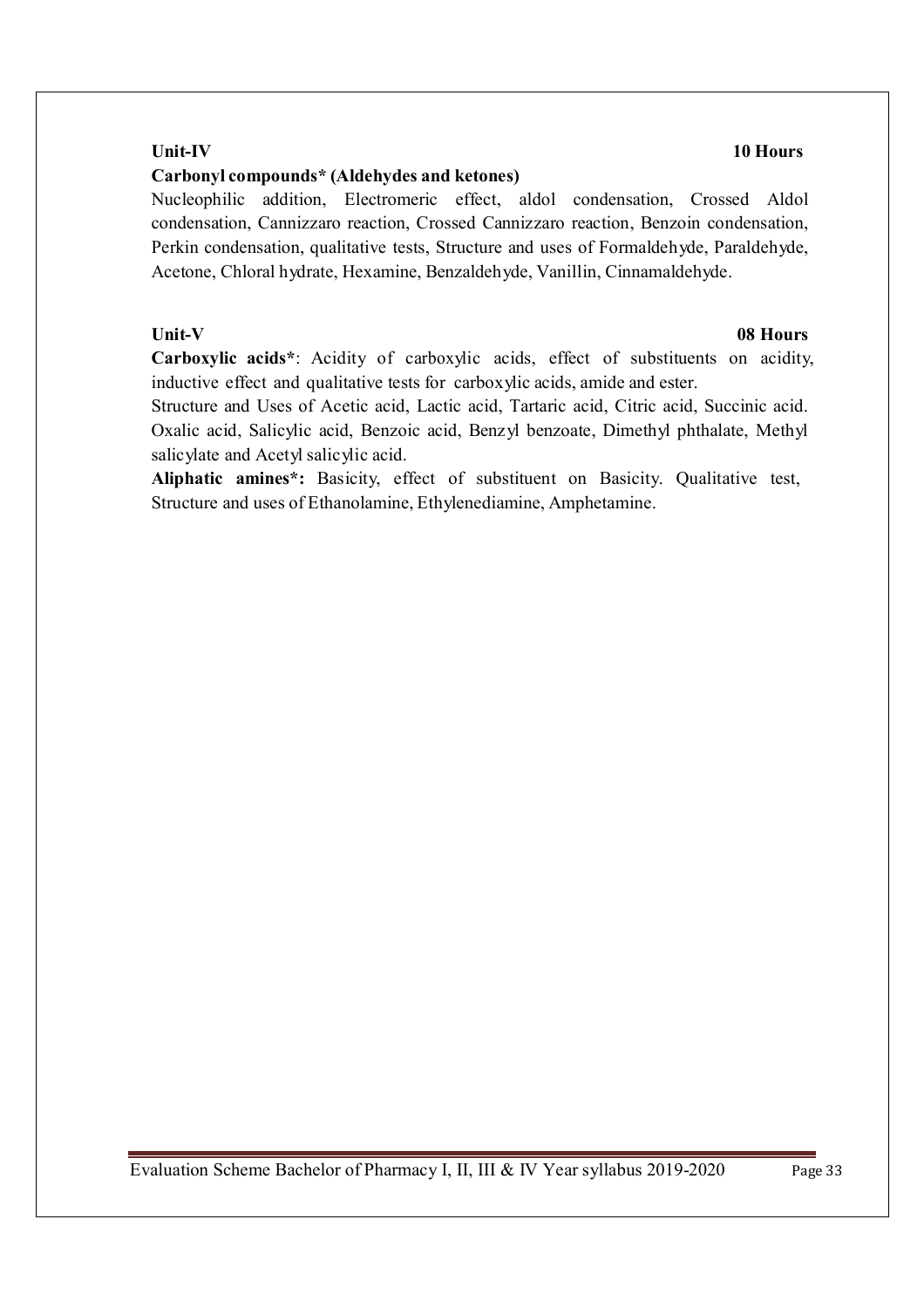**Unit-IV** **10 Hours**

**Carbonyl compounds* (Aldehydes and ketones)**

Nucleophilic addition, Electromeric effect, aldol condensation, Crossed Aldol condensation, Cannizzaro reaction, Crossed Cannizzaro reaction, Benzoin condensation, Perkin condensation, qualitative tests, Structure and uses of Formaldehyde, Paraldehyde, Acetone, Chloral hydrate, Hexamine, Benzaldehyde, Vanillin, Cinnamaldehyde.

**Unit-V** **08 Hours**

**Carboxylic acids***: Acidity of carboxylic acids, effect of substituents on acidity, inductive effect and qualitative tests for carboxylic acids, amide and ester.

Structure and Uses of Acetic acid, Lactic acid, Tartaric acid, Citric acid, Succinic acid. Oxalic acid, Salicylic acid, Benzoic acid, Benzyl benzoate, Dimethyl phthalate, Methyl salicylate and Acetyl salicylic acid.

**Aliphatic amines*:** Basicity, effect of substituent on Basicity. Qualitative test, Structure and uses of Ethanolamine, Ethylenediamine, Amphetamine.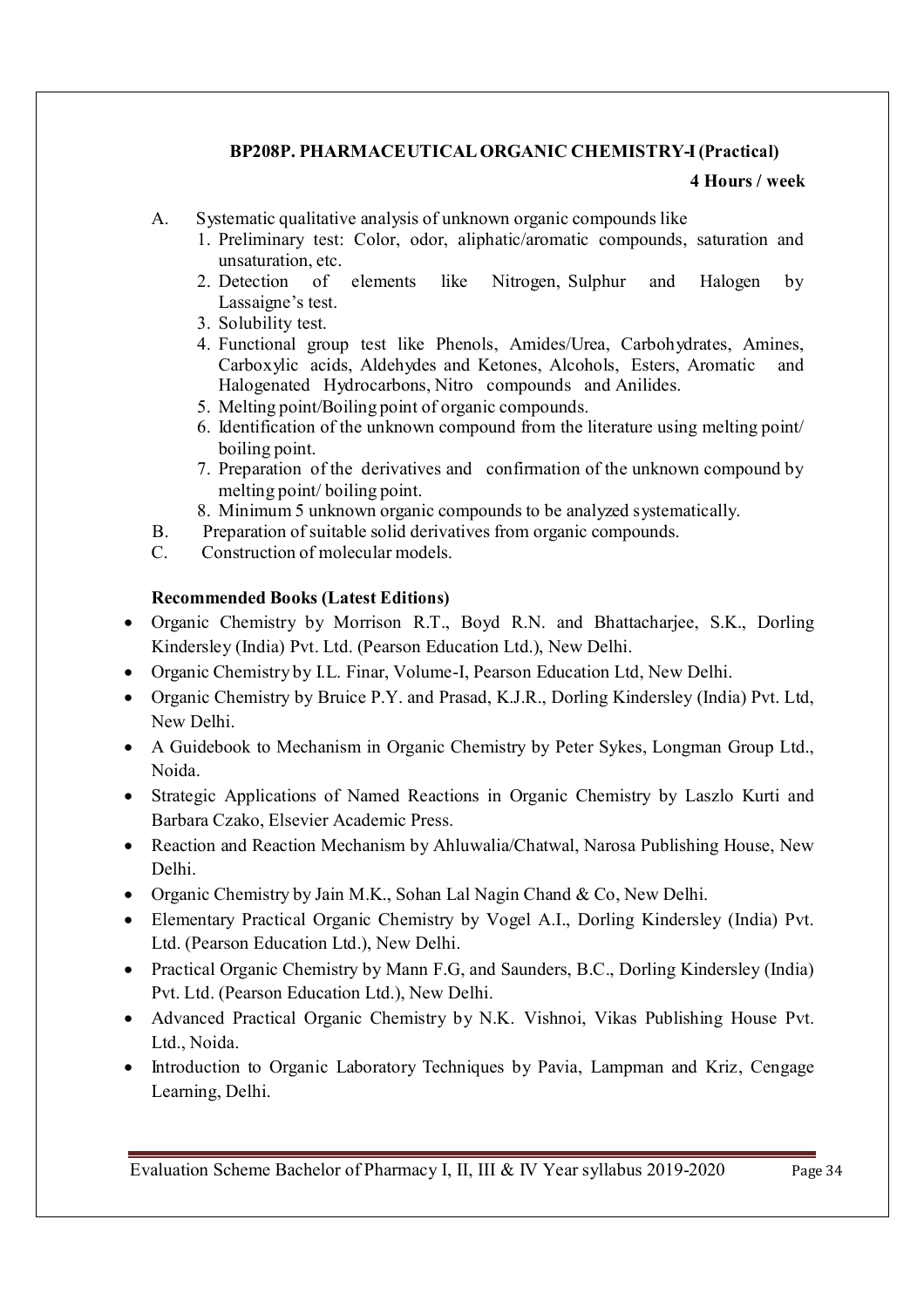### BP208P. PHARMACEUTICAL ORGANIC CHEMISTRY-I (Practical)

**4 Hours / week**

A. Systematic qualitative analysis of unknown organic compounds like
   1. Preliminary test: Color, odor, aliphatic/aromatic compounds, saturation and unsaturation, etc.
   2. Detection of elements like Nitrogen, Sulphur and Halogen by Lassaigne's test.
   3. Solubility test.
   4. Functional group test like Phenols, Amides/Urea, Carbohydrates, Amines, Carboxylic acids, Aldehydes and Ketones, Alcohols, Esters, Aromatic and Halogenated Hydrocarbons, Nitro compounds and Anilides.
   5. Melting point/Boiling point of organic compounds.
   6. Identification of the unknown compound from the literature using melting point/ boiling point.
   7. Preparation of the derivatives and confirmation of the unknown compound by melting point/ boiling point.
   8. Minimum 5 unknown organic compounds to be analyzed systematically.

B. Preparation of suitable solid derivatives from organic compounds.

C. Construction of molecular models.

**Recommended Books (Latest Editions)**

- Organic Chemistry by Morrison R.T., Boyd R.N. and Bhattacharjee, S.K., Dorling Kindersley (India) Pvt. Ltd. (Pearson Education Ltd.), New Delhi.
- Organic Chemistry by I.L. Finar, Volume-I, Pearson Education Ltd, New Delhi.
- Organic Chemistry by Bruice P.Y. and Prasad, K.J.R., Dorling Kindersley (India) Pvt. Ltd, New Delhi.
- A Guidebook to Mechanism in Organic Chemistry by Peter Sykes, Longman Group Ltd., Noida.
- Strategic Applications of Named Reactions in Organic Chemistry by Laszlo Kurti and Barbara Czako, Elsevier Academic Press.
- Reaction and Reaction Mechanism by Ahluwalia/Chatwal, Narosa Publishing House, New Delhi.
- Organic Chemistry by Jain M.K., Sohan Lal Nagin Chand & Co, New Delhi.
- Elementary Practical Organic Chemistry by Vogel A.I., Dorling Kindersley (India) Pvt. Ltd. (Pearson Education Ltd.), New Delhi.
- Practical Organic Chemistry by Mann F.G, and Saunders, B.C., Dorling Kindersley (India) Pvt. Ltd. (Pearson Education Ltd.), New Delhi.
- Advanced Practical Organic Chemistry by N.K. Vishnoi, Vikas Publishing House Pvt. Ltd., Noida.
- Introduction to Organic Laboratory Techniques by Pavia, Lampman and Kriz, Cengage Learning, Delhi.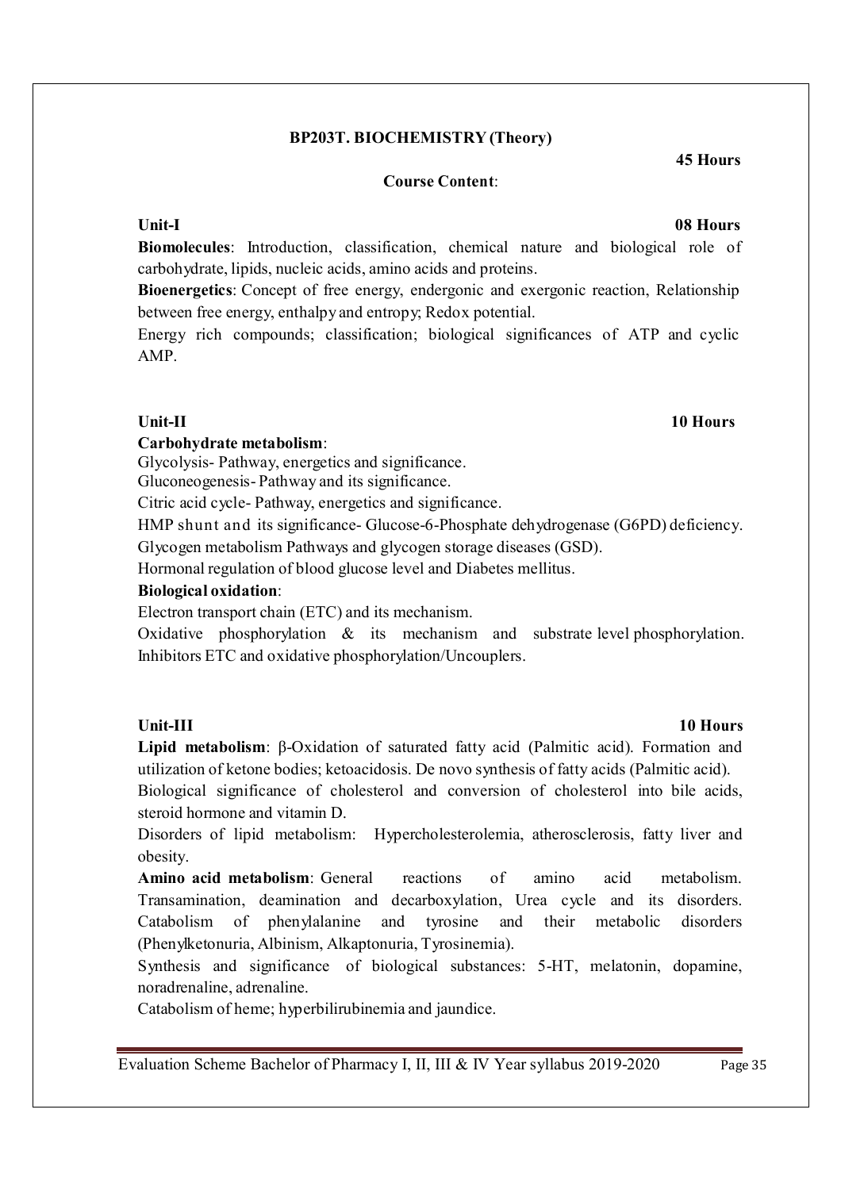## BP203T. BIOCHEMISTRY (Theory)

**45 Hours**

**Course Content**:

### Unit-I — 08 Hours

**Biomolecules**: Introduction, classification, chemical nature and biological role of carbohydrate, lipids, nucleic acids, amino acids and proteins.

**Bioenergetics**: Concept of free energy, endergonic and exergonic reaction, Relationship between free energy, enthalpy and entropy; Redox potential.

Energy rich compounds; classification; biological significances of ATP and cyclic AMP.

### Unit-II — 10 Hours

**Carbohydrate metabolism**:

Glycolysis- Pathway, energetics and significance.

Gluconeogenesis- Pathway and its significance.

Citric acid cycle- Pathway, energetics and significance.

HMP shunt and its significance- Glucose-6-Phosphate dehydrogenase (G6PD) deficiency.

Glycogen metabolism Pathways and glycogen storage diseases (GSD).

Hormonal regulation of blood glucose level and Diabetes mellitus.

**Biological oxidation**:

Electron transport chain (ETC) and its mechanism.

Oxidative phosphorylation & its mechanism and substrate level phosphorylation. Inhibitors ETC and oxidative phosphorylation/Uncouplers.

### Unit-III — 10 Hours

**Lipid metabolism**: β-Oxidation of saturated fatty acid (Palmitic acid). Formation and utilization of ketone bodies; ketoacidosis. De novo synthesis of fatty acids (Palmitic acid).

Biological significance of cholesterol and conversion of cholesterol into bile acids, steroid hormone and vitamin D.

Disorders of lipid metabolism: Hypercholesterolemia, atherosclerosis, fatty liver and obesity.

**Amino acid metabolism**: General reactions of amino acid metabolism. Transamination, deamination and decarboxylation, Urea cycle and its disorders. Catabolism of phenylalanine and tyrosine and their metabolic disorders (Phenylketonuria, Albinism, Alkaptonuria, Tyrosinemia).

Synthesis and significance of biological substances: 5-HT, melatonin, dopamine, noradrenaline, adrenaline.

Catabolism of heme; hyperbilirubinemia and jaundice.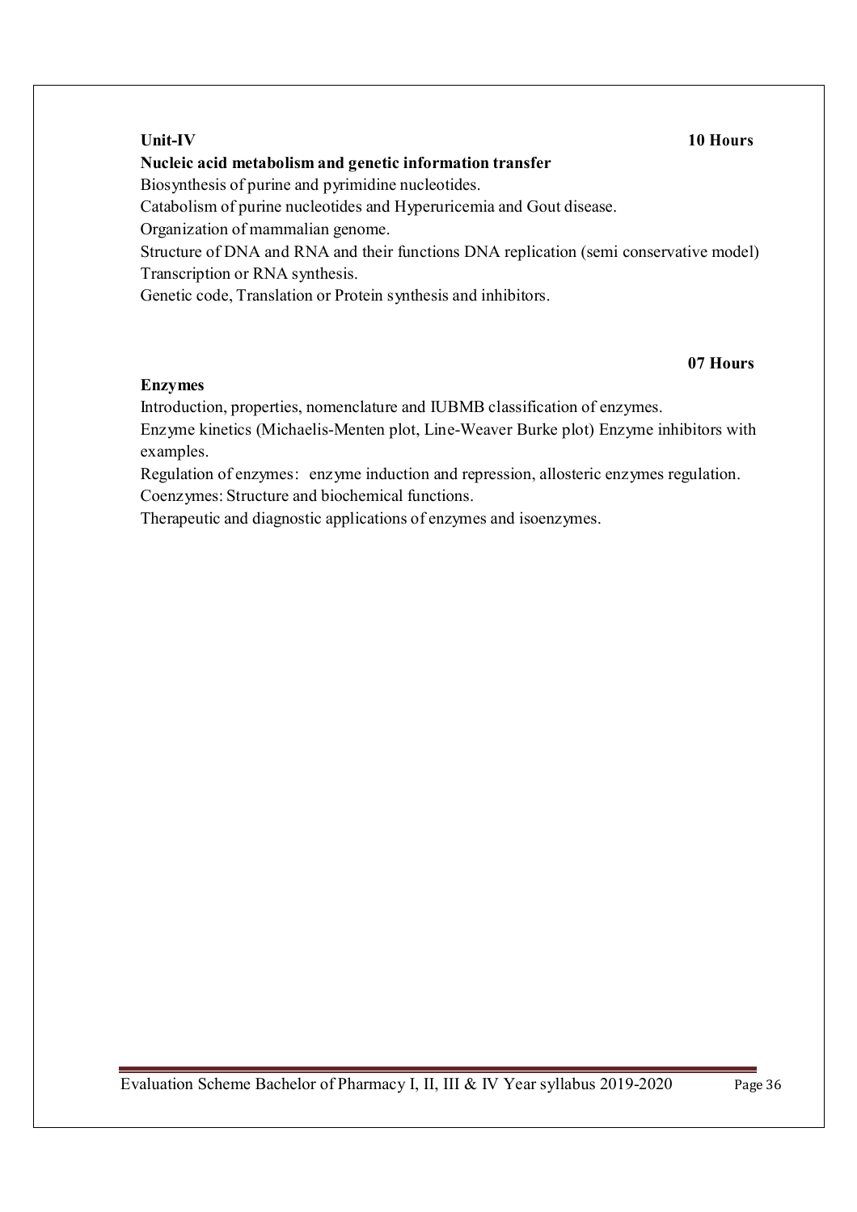**Unit-IV** **10 Hours**

**Nucleic acid metabolism and genetic information transfer**

Biosynthesis of purine and pyrimidine nucleotides.

Catabolism of purine nucleotides and Hyperuricemia and Gout disease.

Organization of mammalian genome.

Structure of DNA and RNA and their functions DNA replication (semi conservative model)

Transcription or RNA synthesis.

Genetic code, Translation or Protein synthesis and inhibitors.

**07 Hours**

**Enzymes**

Introduction, properties, nomenclature and IUBMB classification of enzymes.

Enzyme kinetics (Michaelis-Menten plot, Line-Weaver Burke plot) Enzyme inhibitors with examples.

Regulation of enzymes: enzyme induction and repression, allosteric enzymes regulation.

Coenzymes: Structure and biochemical functions.

Therapeutic and diagnostic applications of enzymes and isoenzymes.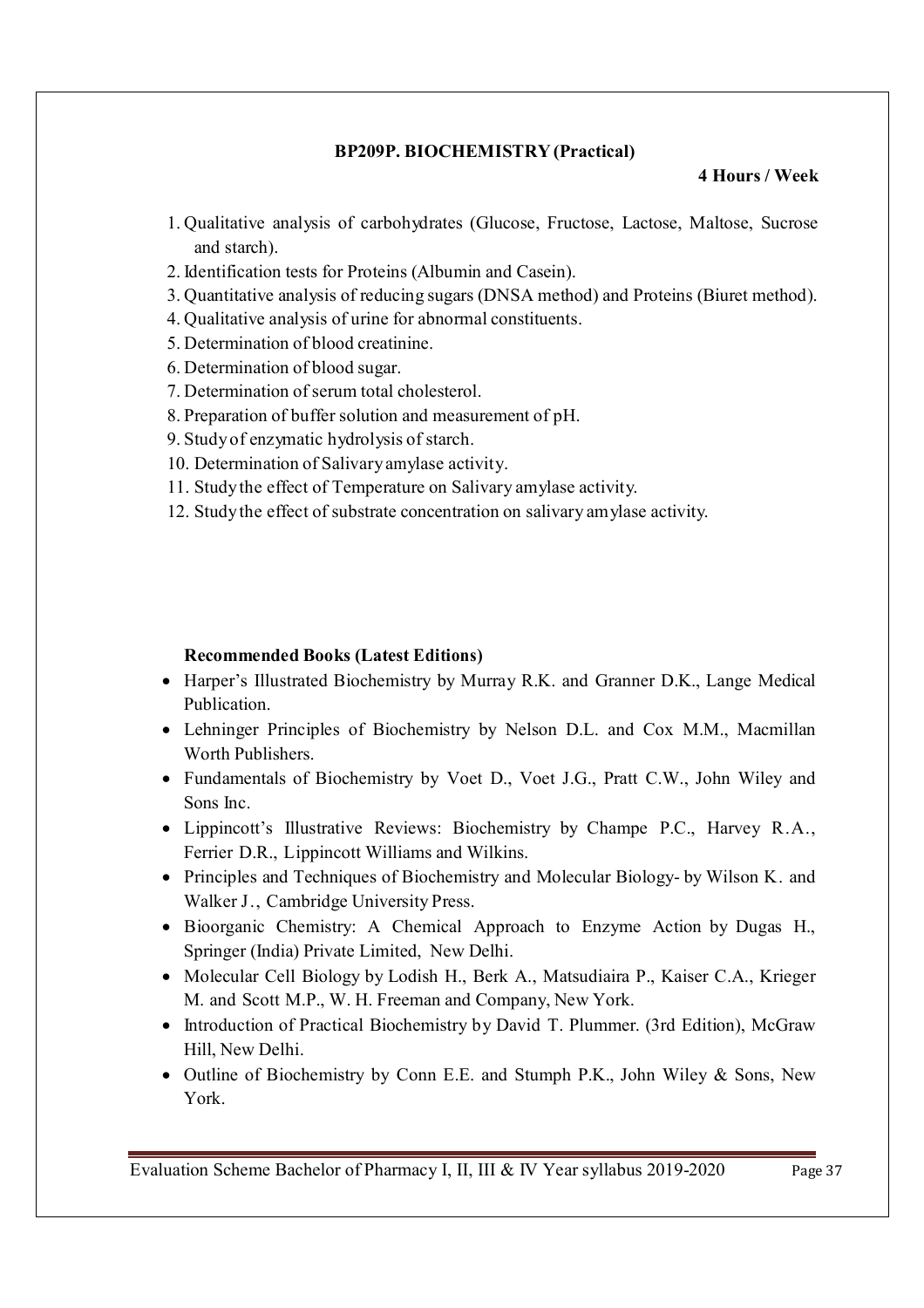## BP209P. BIOCHEMISTRY (Practical)

**4 Hours / Week**

1. Qualitative analysis of carbohydrates (Glucose, Fructose, Lactose, Maltose, Sucrose and starch).
2. Identification tests for Proteins (Albumin and Casein).
3. Quantitative analysis of reducing sugars (DNSA method) and Proteins (Biuret method).
4. Qualitative analysis of urine for abnormal constituents.
5. Determination of blood creatinine.
6. Determination of blood sugar.
7. Determination of serum total cholesterol.
8. Preparation of buffer solution and measurement of pH.
9. Study of enzymatic hydrolysis of starch.
10. Determination of Salivary amylase activity.
11. Study the effect of Temperature on Salivary amylase activity.
12. Study the effect of substrate concentration on salivary amylase activity.

**Recommended Books (Latest Editions)**

- Harper's Illustrated Biochemistry by Murray R.K. and Granner D.K., Lange Medical Publication.
- Lehninger Principles of Biochemistry by Nelson D.L. and Cox M.M., Macmillan Worth Publishers.
- Fundamentals of Biochemistry by Voet D., Voet J.G., Pratt C.W., John Wiley and Sons Inc.
- Lippincott's Illustrative Reviews: Biochemistry by Champe P.C., Harvey R.A., Ferrier D.R., Lippincott Williams and Wilkins.
- Principles and Techniques of Biochemistry and Molecular Biology- by Wilson K. and Walker J., Cambridge University Press.
- Bioorganic Chemistry: A Chemical Approach to Enzyme Action by Dugas H., Springer (India) Private Limited, New Delhi.
- Molecular Cell Biology by Lodish H., Berk A., Matsudiaira P., Kaiser C.A., Krieger M. and Scott M.P., W. H. Freeman and Company, New York.
- Introduction of Practical Biochemistry by David T. Plummer. (3rd Edition), McGraw Hill, New Delhi.
- Outline of Biochemistry by Conn E.E. and Stumph P.K., John Wiley & Sons, New York.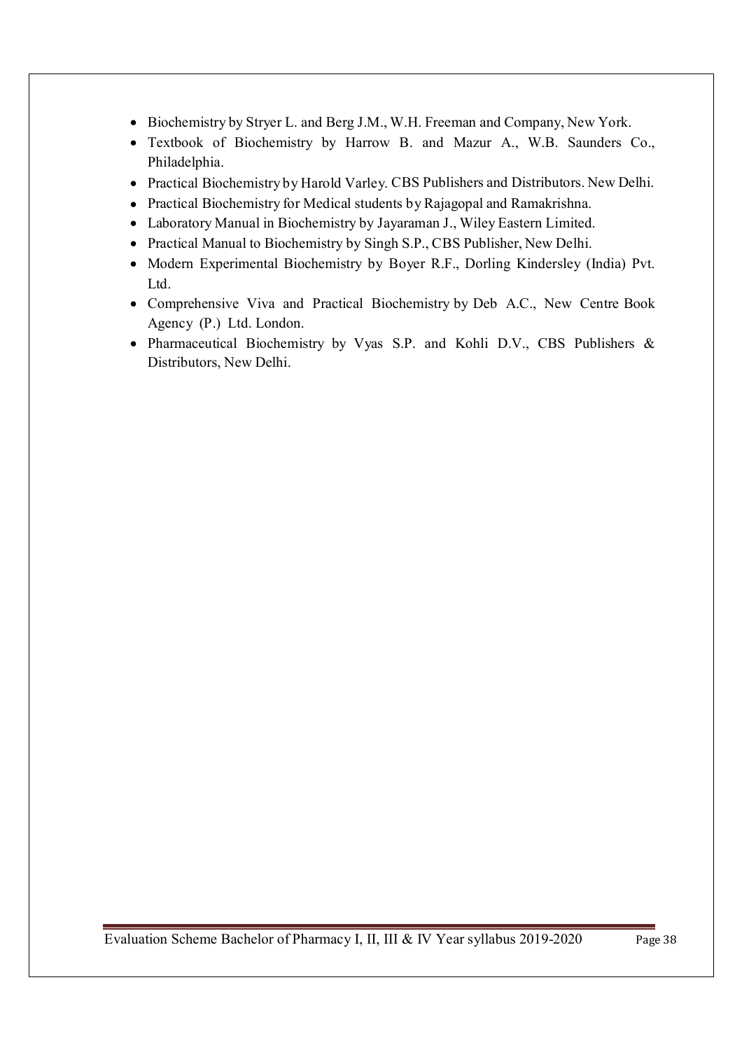- Biochemistry by Stryer L. and Berg J.M., W.H. Freeman and Company, New York.
- Textbook of Biochemistry by Harrow B. and Mazur A., W.B. Saunders Co., Philadelphia.
- Practical Biochemistry by Harold Varley. CBS Publishers and Distributors. New Delhi.
- Practical Biochemistry for Medical students by Rajagopal and Ramakrishna.
- Laboratory Manual in Biochemistry by Jayaraman J., Wiley Eastern Limited.
- Practical Manual to Biochemistry by Singh S.P., CBS Publisher, New Delhi.
- Modern Experimental Biochemistry by Boyer R.F., Dorling Kindersley (India) Pvt. Ltd.
- Comprehensive Viva and Practical Biochemistry by Deb A.C., New Centre Book Agency (P.) Ltd. London.
- Pharmaceutical Biochemistry by Vyas S.P. and Kohli D.V., CBS Publishers & Distributors, New Delhi.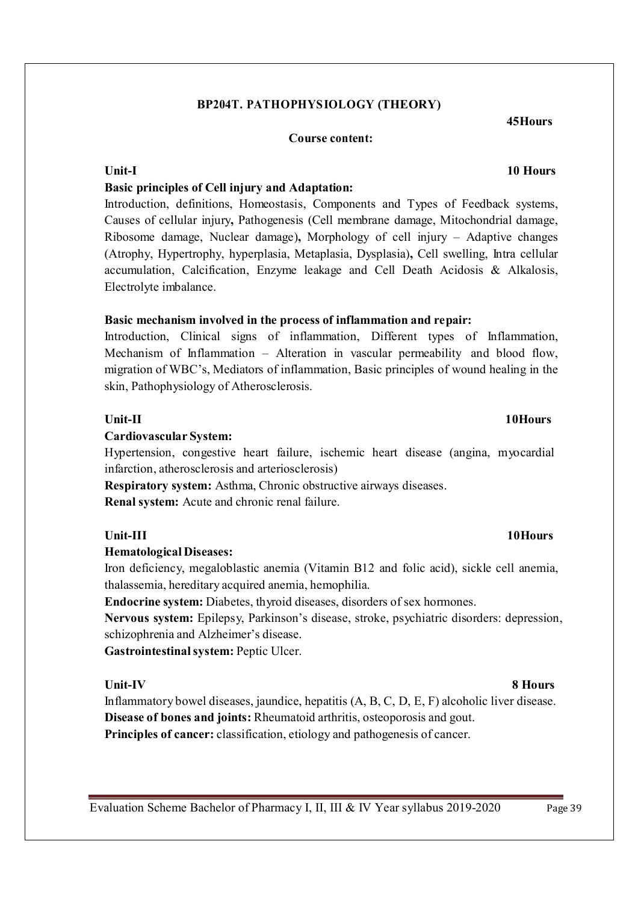## BP204T. PATHOPHYSIOLOGY (THEORY)

**45Hours**

**Course content:**

### Unit-I **10 Hours**

**Basic principles of Cell injury and Adaptation:**

Introduction, definitions, Homeostasis, Components and Types of Feedback systems, Causes of cellular injury**,** Pathogenesis (Cell membrane damage, Mitochondrial damage, Ribosome damage, Nuclear damage)**,** Morphology of cell injury – Adaptive changes (Atrophy, Hypertrophy, hyperplasia, Metaplasia, Dysplasia)**,** Cell swelling, Intra cellular accumulation, Calcification, Enzyme leakage and Cell Death Acidosis & Alkalosis, Electrolyte imbalance.

**Basic mechanism involved in the process of inflammation and repair:**

Introduction, Clinical signs of inflammation, Different types of Inflammation, Mechanism of Inflammation – Alteration in vascular permeability and blood flow, migration of WBC's, Mediators of inflammation, Basic principles of wound healing in the skin, Pathophysiology of Atherosclerosis.

### Unit-II **10Hours**

**Cardiovascular System:**

Hypertension, congestive heart failure, ischemic heart disease (angina, myocardial infarction, atherosclerosis and arteriosclerosis)

**Respiratory system:** Asthma, Chronic obstructive airways diseases.

**Renal system:** Acute and chronic renal failure.

### Unit-III **10Hours**

**Hematological Diseases:**

Iron deficiency, megaloblastic anemia (Vitamin B12 and folic acid), sickle cell anemia, thalassemia, hereditary acquired anemia, hemophilia.

**Endocrine system:** Diabetes, thyroid diseases, disorders of sex hormones.

**Nervous system:** Epilepsy, Parkinson's disease, stroke, psychiatric disorders: depression, schizophrenia and Alzheimer's disease.

**Gastrointestinal system:** Peptic Ulcer.

### Unit-IV **8 Hours**

Inflammatory bowel diseases, jaundice, hepatitis (A, B, C, D, E, F) alcoholic liver disease.

**Disease of bones and joints:** Rheumatoid arthritis, osteoporosis and gout.

**Principles of cancer:** classification, etiology and pathogenesis of cancer.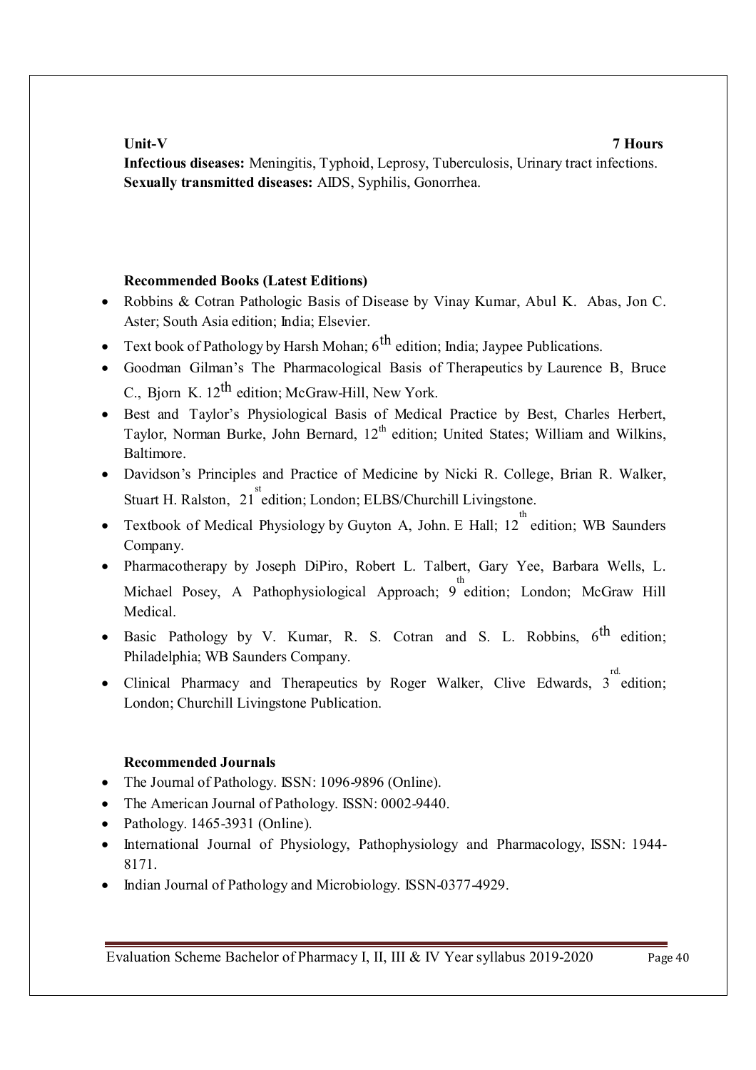**Unit-V** **7 Hours**

**Infectious diseases:** Meningitis, Typhoid, Leprosy, Tuberculosis, Urinary tract infections.
**Sexually transmitted diseases:** AIDS, Syphilis, Gonorrhea.

**Recommended Books (Latest Editions)**

- Robbins & Cotran Pathologic Basis of Disease by Vinay Kumar, Abul K. Abas, Jon C. Aster; South Asia edition; India; Elsevier.
- Text book of Pathology by Harsh Mohan; 6th edition; India; Jaypee Publications.
- Goodman Gilman's The Pharmacological Basis of Therapeutics by Laurence B, Bruce C., Bjorn K. 12th edition; McGraw-Hill, New York.
- Best and Taylor's Physiological Basis of Medical Practice by Best, Charles Herbert, Taylor, Norman Burke, John Bernard, 12th edition; United States; William and Wilkins, Baltimore.
- Davidson's Principles and Practice of Medicine by Nicki R. College, Brian R. Walker, Stuart H. Ralston, 21st edition; London; ELBS/Churchill Livingstone.
- Textbook of Medical Physiology by Guyton A, John. E Hall; 12th edition; WB Saunders Company.
- Pharmacotherapy by Joseph DiPiro, Robert L. Talbert, Gary Yee, Barbara Wells, L. Michael Posey, A Pathophysiological Approach; 9th edition; London; McGraw Hill Medical.
- Basic Pathology by V. Kumar, R. S. Cotran and S. L. Robbins, 6th edition; Philadelphia; WB Saunders Company.
- Clinical Pharmacy and Therapeutics by Roger Walker, Clive Edwards, 3rd. edition; London; Churchill Livingstone Publication.

**Recommended Journals**

- The Journal of Pathology. ISSN: 1096-9896 (Online).
- The American Journal of Pathology. ISSN: 0002-9440.
- Pathology. 1465-3931 (Online).
- International Journal of Physiology, Pathophysiology and Pharmacology, ISSN: 1944-8171.
- Indian Journal of Pathology and Microbiology. ISSN-0377-4929.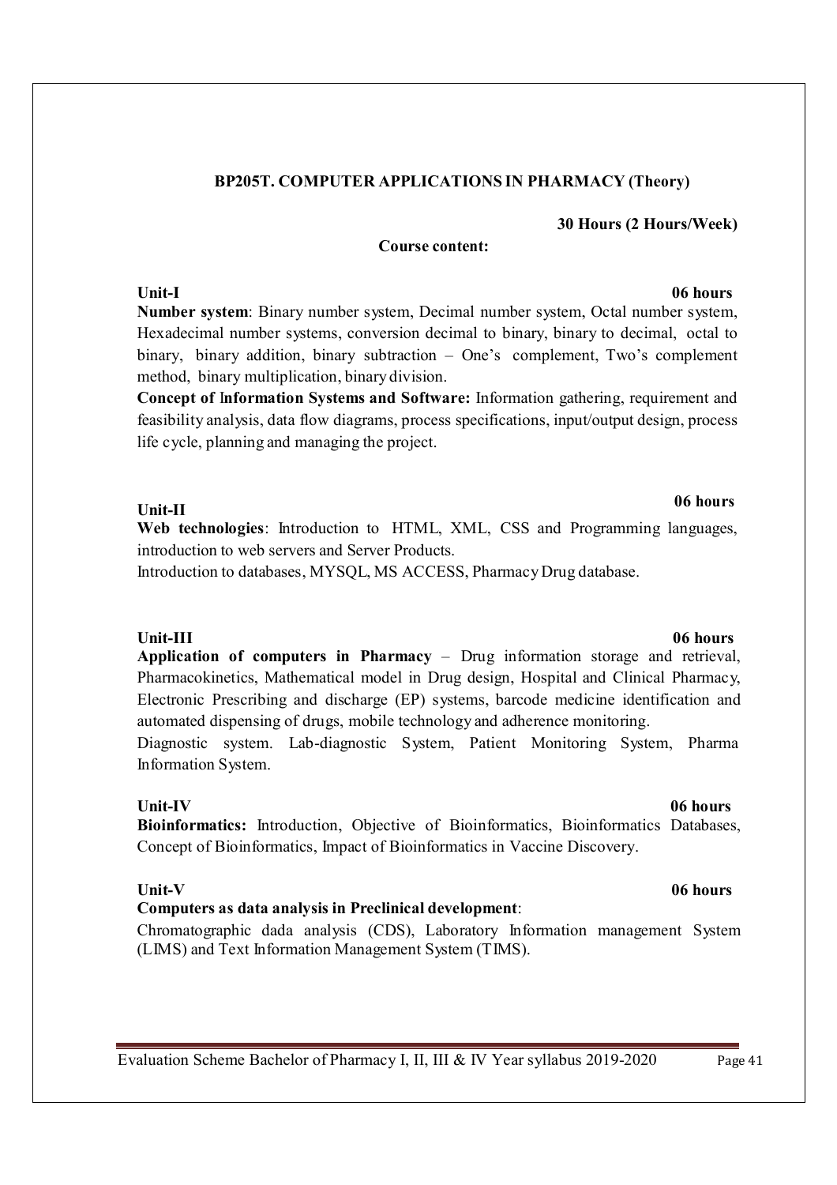## BP205T. COMPUTER APPLICATIONS IN PHARMACY (Theory)

**30 Hours (2 Hours/Week)**

**Course content:**

**Unit-I** **06 hours**

**Number system**: Binary number system, Decimal number system, Octal number system, Hexadecimal number systems, conversion decimal to binary, binary to decimal, octal to binary, binary addition, binary subtraction – One's complement, Two's complement method, binary multiplication, binary division.

**Concept of Information Systems and Software:** Information gathering, requirement and feasibility analysis, data flow diagrams, process specifications, input/output design, process life cycle, planning and managing the project.

**Unit-II** **06 hours**

**Web technologies**: Introduction to HTML, XML, CSS and Programming languages, introduction to web servers and Server Products.

Introduction to databases, MYSQL, MS ACCESS, Pharmacy Drug database.

**Unit-III** **06 hours**

**Application of computers in Pharmacy** – Drug information storage and retrieval, Pharmacokinetics, Mathematical model in Drug design, Hospital and Clinical Pharmacy, Electronic Prescribing and discharge (EP) systems, barcode medicine identification and automated dispensing of drugs, mobile technology and adherence monitoring.

Diagnostic system. Lab-diagnostic System, Patient Monitoring System, Pharma Information System.

**Unit-IV** **06 hours**

**Bioinformatics:** Introduction, Objective of Bioinformatics, Bioinformatics Databases, Concept of Bioinformatics, Impact of Bioinformatics in Vaccine Discovery.

**Unit-V** **06 hours**

**Computers as data analysis in Preclinical development**:

Chromatographic dada analysis (CDS), Laboratory Information management System (LIMS) and Text Information Management System (TIMS).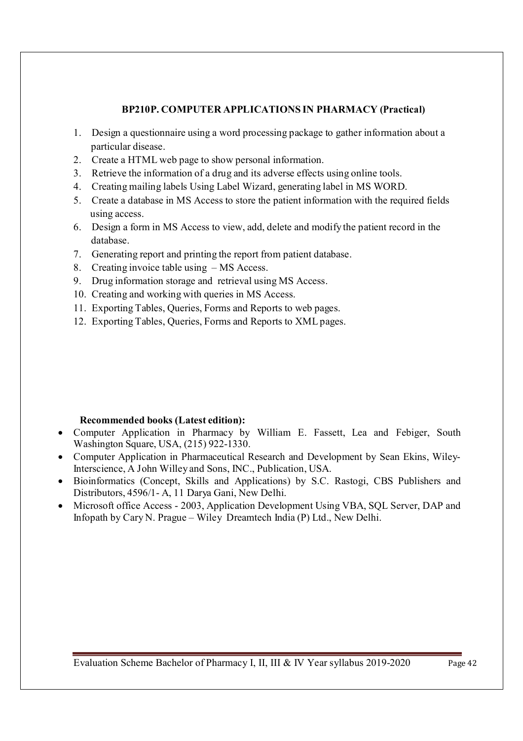### BP210P. COMPUTER APPLICATIONS IN PHARMACY (Practical)

1. Design a questionnaire using a word processing package to gather information about a particular disease.
2. Create a HTML web page to show personal information.
3. Retrieve the information of a drug and its adverse effects using online tools.
4. Creating mailing labels Using Label Wizard, generating label in MS WORD.
5. Create a database in MS Access to store the patient information with the required fields using access.
6. Design a form in MS Access to view, add, delete and modify the patient record in the database.
7. Generating report and printing the report from patient database.
8. Creating invoice table using – MS Access.
9. Drug information storage and retrieval using MS Access.
10. Creating and working with queries in MS Access.
11. Exporting Tables, Queries, Forms and Reports to web pages.
12. Exporting Tables, Queries, Forms and Reports to XML pages.

**Recommended books (Latest edition):**

- Computer Application in Pharmacy by William E. Fassett, Lea and Febiger, South Washington Square, USA, (215) 922-1330.
- Computer Application in Pharmaceutical Research and Development by Sean Ekins, Wiley-Interscience, A John Willey and Sons, INC., Publication, USA.
- Bioinformatics (Concept, Skills and Applications) by S.C. Rastogi, CBS Publishers and Distributors, 4596/1- A, 11 Darya Gani, New Delhi.
- Microsoft office Access - 2003, Application Development Using VBA, SQL Server, DAP and Infopath by Cary N. Prague – Wiley Dreamtech India (P) Ltd., New Delhi.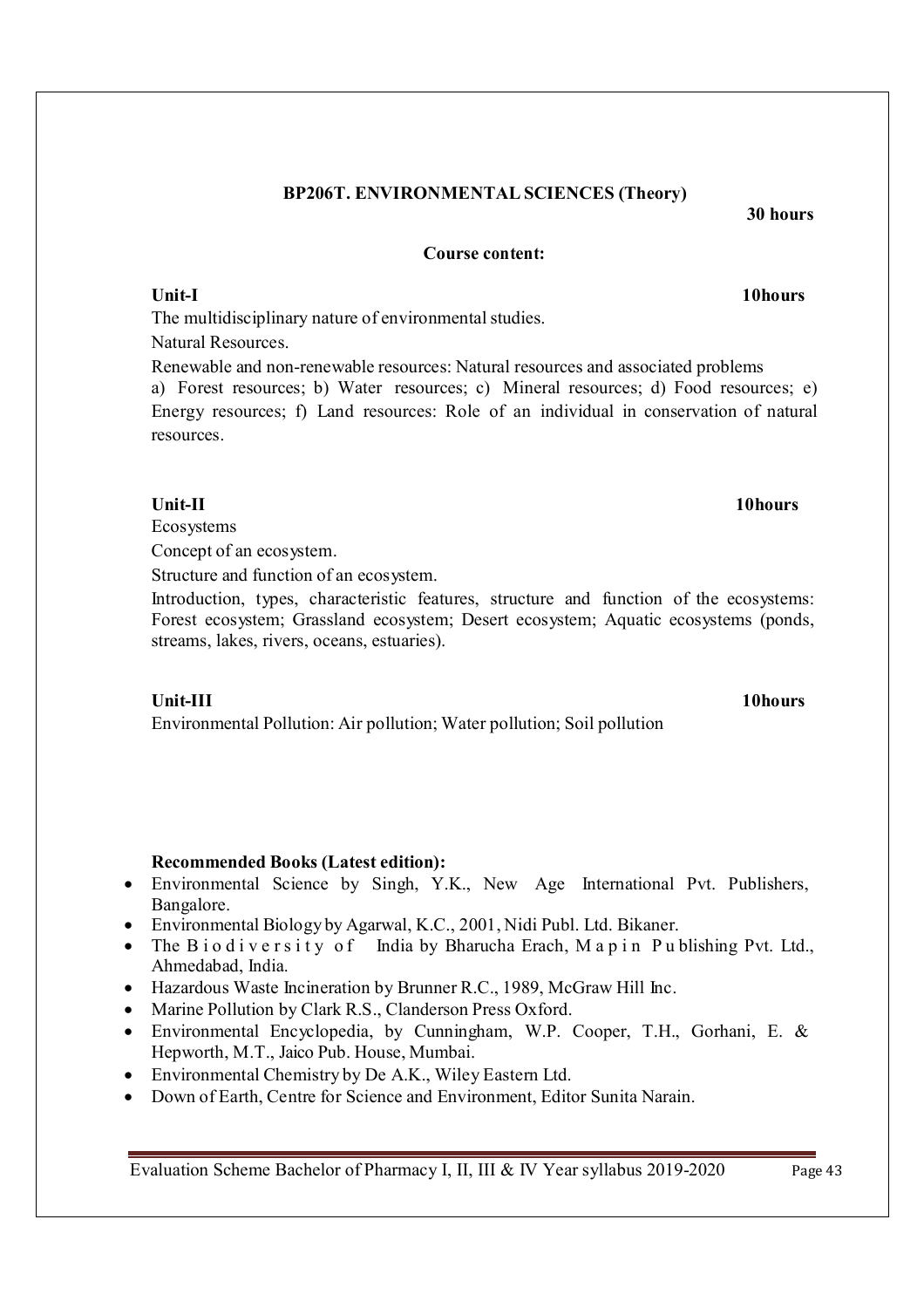## BP206T. ENVIRONMENTAL SCIENCES (Theory)

**30 hours**

**Course content:**

**Unit-I** **10hours**

The multidisciplinary nature of environmental studies.

Natural Resources.

Renewable and non-renewable resources: Natural resources and associated problems

a) Forest resources; b) Water resources; c) Mineral resources; d) Food resources; e) Energy resources; f) Land resources: Role of an individual in conservation of natural resources.

**Unit-II** **10hours**

Ecosystems

Concept of an ecosystem.

Structure and function of an ecosystem.

Introduction, types, characteristic features, structure and function of the ecosystems: Forest ecosystem; Grassland ecosystem; Desert ecosystem; Aquatic ecosystems (ponds, streams, lakes, rivers, oceans, estuaries).

**Unit-III** **10hours**

Environmental Pollution: Air pollution; Water pollution; Soil pollution

**Recommended Books (Latest edition):**

- Environmental Science by Singh, Y.K., New Age International Pvt. Publishers, Bangalore.
- Environmental Biology by Agarwal, K.C., 2001, Nidi Publ. Ltd. Bikaner.
- The Biodiversity of India by Bharucha Erach, Mapin Publishing Pvt. Ltd., Ahmedabad, India.
- Hazardous Waste Incineration by Brunner R.C., 1989, McGraw Hill Inc.
- Marine Pollution by Clark R.S., Clanderson Press Oxford.
- Environmental Encyclopedia, by Cunningham, W.P. Cooper, T.H., Gorhani, E. & Hepworth, M.T., Jaico Pub. House, Mumbai.
- Environmental Chemistry by De A.K., Wiley Eastern Ltd.
- Down of Earth, Centre for Science and Environment, Editor Sunita Narain.